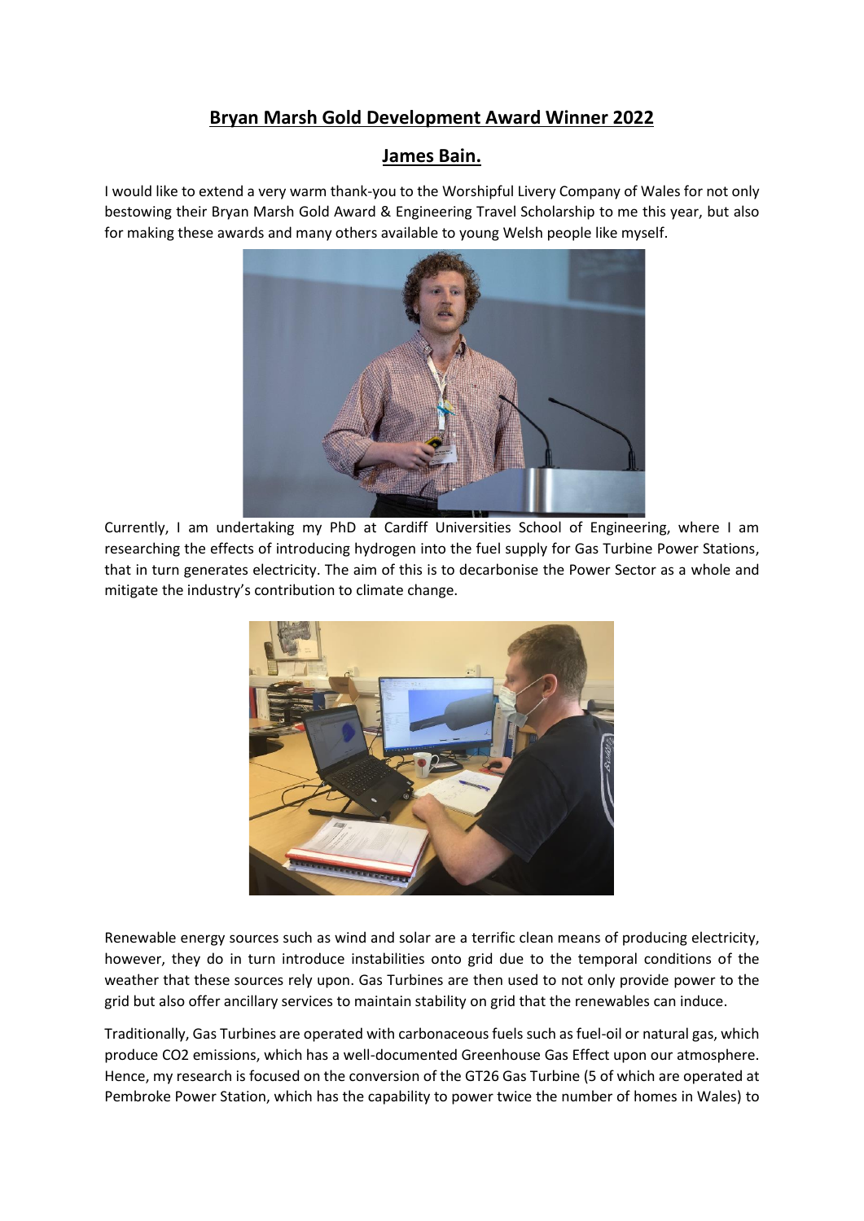# Bryan Marsh Gold Development Award Winner 2022

## James Bain.

I would like to extend a very warm thank-you to the Worshipful Livery Company of Wales for not only bestowing their Bryan Marsh Gold Award & Engineering Travel Scholarship to me this year, but also for making these awards and many others available to young Welsh people like myself.

Currently, I am undertaking my PhD at Cardiff Universities School of Engineering, where I am researching the effects of introducing hydrogen into the fuel supply for Gas Turbine Power Stations, that in turn generates electricity. The aim of this is to decarbonise the Power Sector as a whole and mitigate the industry's contribution to climate change.

Renewable energy sources such as wind and solar are a terrific clean means of producing electricity, however, they do in turn introduce instabilities onto grid due to the temporal conditions of the weather that these sources rely upon. Gas Turbines are then used to not only provide power to the grid but also offer ancillary services to maintain stability on grid that the renewables can induce.

Traditionally, Gas Turbines are operated with carbonaceous fuels such as fuel-oil or natural gas, which produce $CO_2$ emissions, which has a well-documented Greenhouse Gas Effect upon our atmosphere. Hence, my research is focused on the conversion of the GT26 Gas Turbine (5 of which are operated at Pembroke Power Station, which has the capability to power twice the number of homes in Wales) to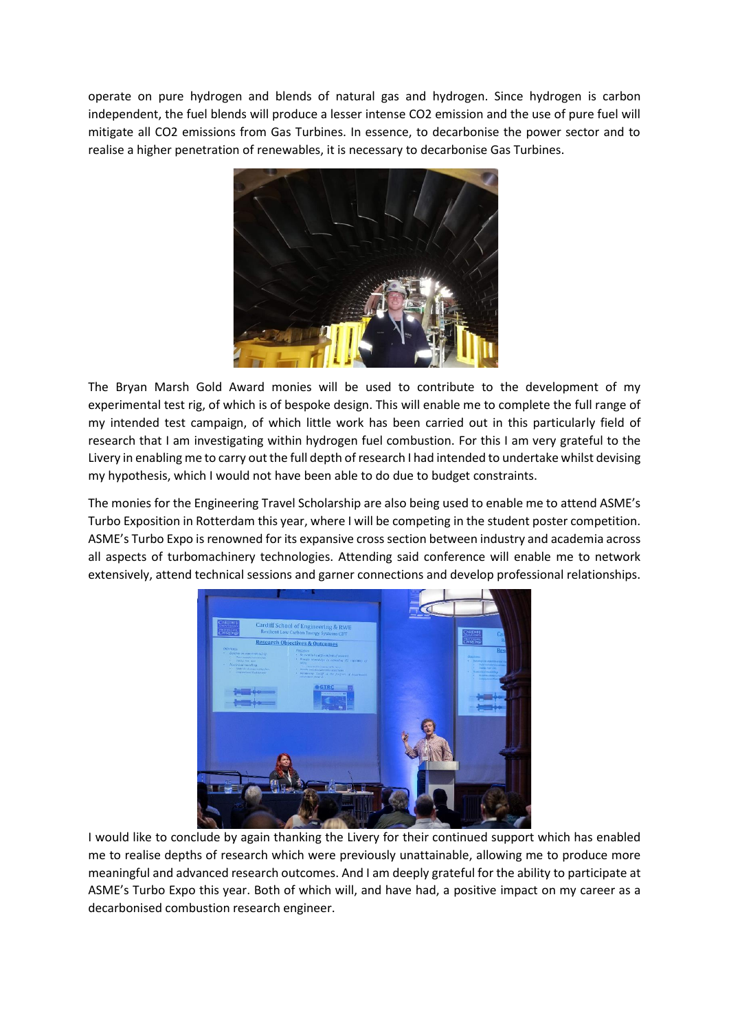operate on pure hydrogen and blends of natural gas and hydrogen. Since hydrogen is carbon independent, the fuel blends will produce a lesser intense $CO_2$ emission and the use of pure fuel will mitigate all $CO_2$ emissions from Gas Turbines. In essence, to decarbonise the power sector and to realise a higher penetration of renewables, it is necessary to decarbonise Gas Turbines.

The Bryan Marsh Gold Award monies will be used to contribute to the development of my experimental test rig, of which is of bespoke design. This will enable me to complete the full range of my intended test campaign, of which little work has been carried out in this particularly field of research that I am investigating within hydrogen fuel combustion. For this I am very grateful to the Livery in enabling me to carry out the full depth of research I had intended to undertake whilst devising my hypothesis, which I would not have been able to do due to budget constraints.

The monies for the Engineering Travel Scholarship are also being used to enable me to attend ASME's Turbo Exposition in Rotterdam this year, where I will be competing in the student poster competition. ASME's Turbo Expo is renowned for its expansive cross section between industry and academia across all aspects of turbomachinery technologies. Attending said conference will enable me to network extensively, attend technical sessions and garner connections and develop professional relationships.

I would like to conclude by again thanking the Livery for their continued support which has enabled me to realise depths of research which were previously unattainable, allowing me to produce more meaningful and advanced research outcomes. And I am deeply grateful for the ability to participate at ASME's Turbo Expo this year. Both of which will, and have had, a positive impact on my career as a decarbonised combustion research engineer.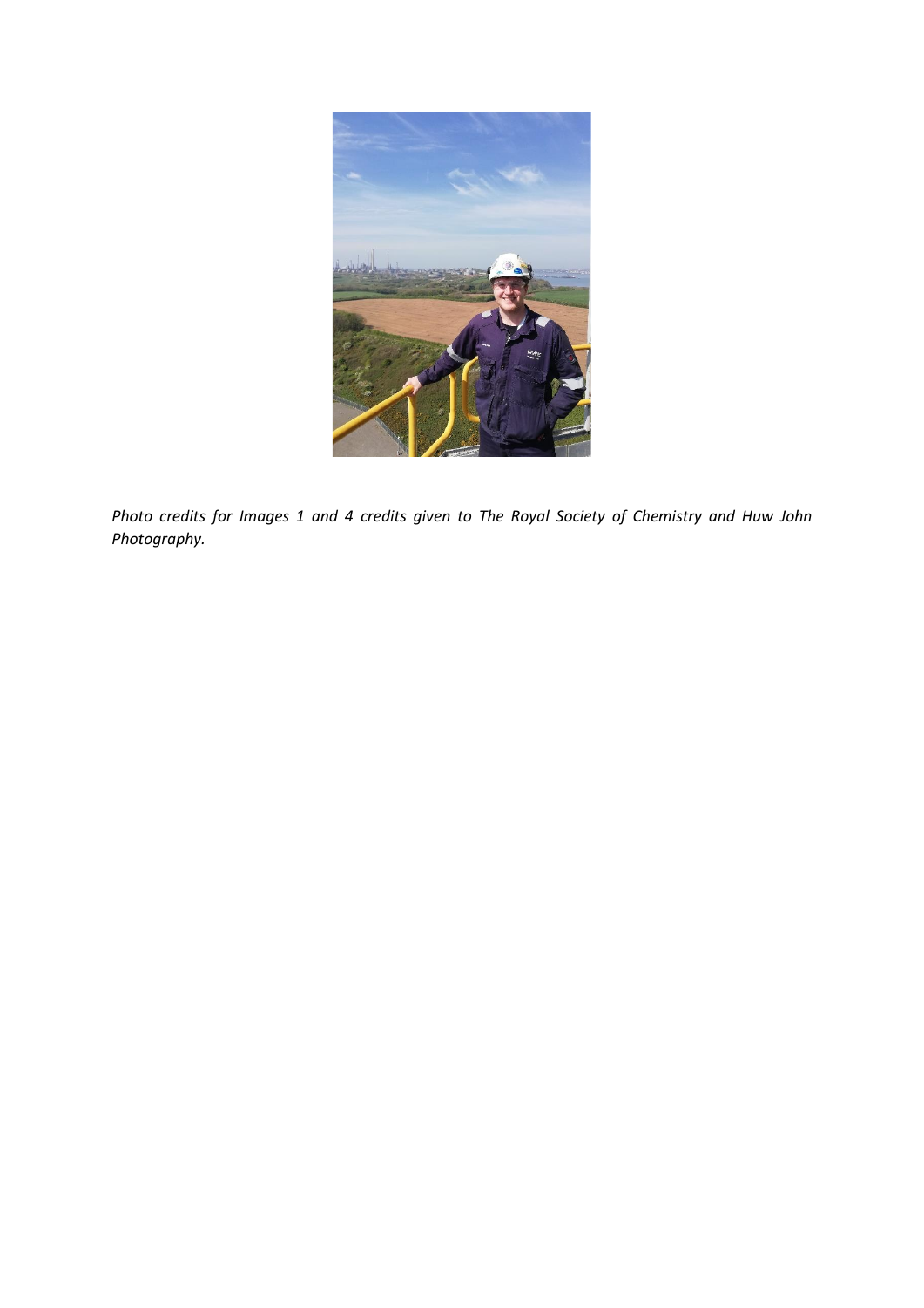*Photo credits for Images 1 and 4 credits given to The Royal Society of Chemistry and Huw John Photography.*